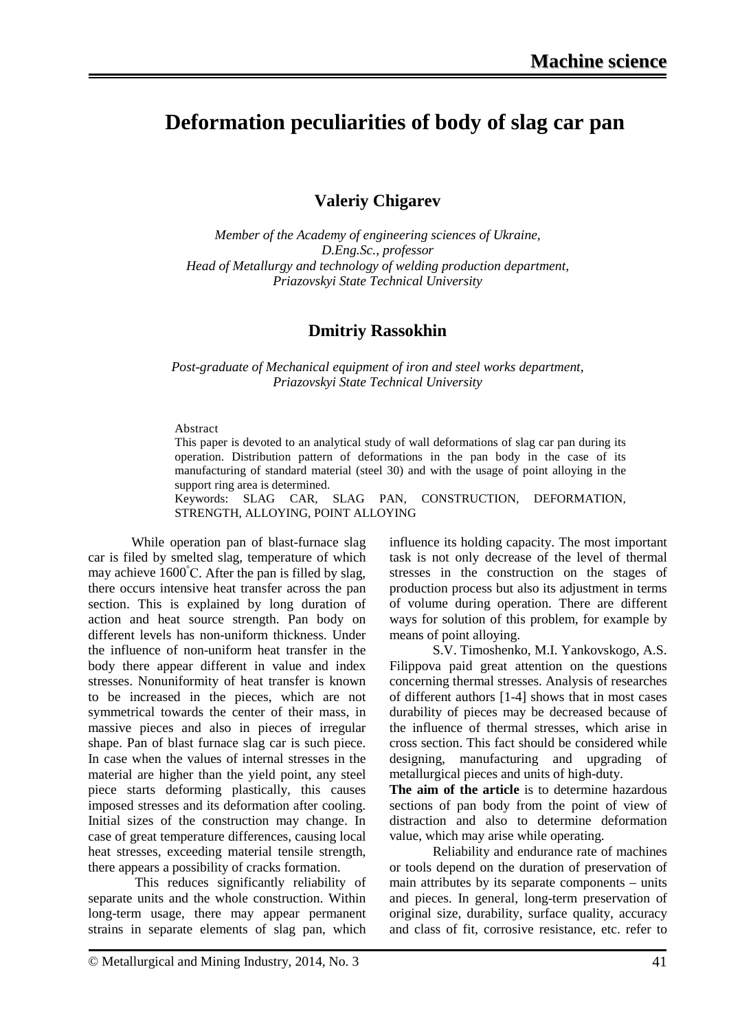# Deformation peculiarities of body of slag car pan

## Valeriy Chigarev

*Member of the Academy of engineering sciences of Ukraine,*
*D.Eng.Sc., professor*
*Head of Metallurgy and technology of welding production department,*
*Priazovskyi State Technical University*

## Dmitriy Rassokhin

*Post-graduate of Mechanical equipment of iron and steel works department,*
*Priazovskyi State Technical University*

Abstract

This paper is devoted to an analytical study of wall deformations of slag car pan during its operation. Distribution pattern of deformations in the pan body in the case of its manufacturing of standard material (steel 30) and with the usage of point alloying in the support ring area is determined.

Keywords: SLAG CAR, SLAG PAN, CONSTRUCTION, DEFORMATION, STRENGTH, ALLOYING, POINT ALLOYING

While operation pan of blast-furnace slag car is filed by smelted slag, temperature of which may achieve 1600°C. After the pan is filled by slag, there occurs intensive heat transfer across the pan section. This is explained by long duration of action and heat source strength. Pan body on different levels has non-uniform thickness. Under the influence of non-uniform heat transfer in the body there appear different in value and index stresses. Nonuniformity of heat transfer is known to be increased in the pieces, which are not symmetrical towards the center of their mass, in massive pieces and also in pieces of irregular shape. Pan of blast furnace slag car is such piece. In case when the values of internal stresses in the material are higher than the yield point, any steel piece starts deforming plastically, this causes imposed stresses and its deformation after cooling. Initial sizes of the construction may change. In case of great temperature differences, causing local heat stresses, exceeding material tensile strength, there appears a possibility of cracks formation.

This reduces significantly reliability of separate units and the whole construction. Within long-term usage, there may appear permanent strains in separate elements of slag pan, which influence its holding capacity. The most important task is not only decrease of the level of thermal stresses in the construction on the stages of production process but also its adjustment in terms of volume during operation. There are different ways for solution of this problem, for example by means of point alloying.

S.V. Timoshenko, M.I. Yankovskogo, A.S. Filippova paid great attention on the questions concerning thermal stresses. Analysis of researches of different authors [1-4] shows that in most cases durability of pieces may be decreased because of the influence of thermal stresses, which arise in cross section. This fact should be considered while designing, manufacturing and upgrading of metallurgical pieces and units of high-duty.

**The aim of the article** is to determine hazardous sections of pan body from the point of view of distraction and also to determine deformation value, which may arise while operating.

Reliability and endurance rate of machines or tools depend on the duration of preservation of main attributes by its separate components – units and pieces. In general, long-term preservation of original size, durability, surface quality, accuracy and class of fit, corrosive resistance, etc. refer to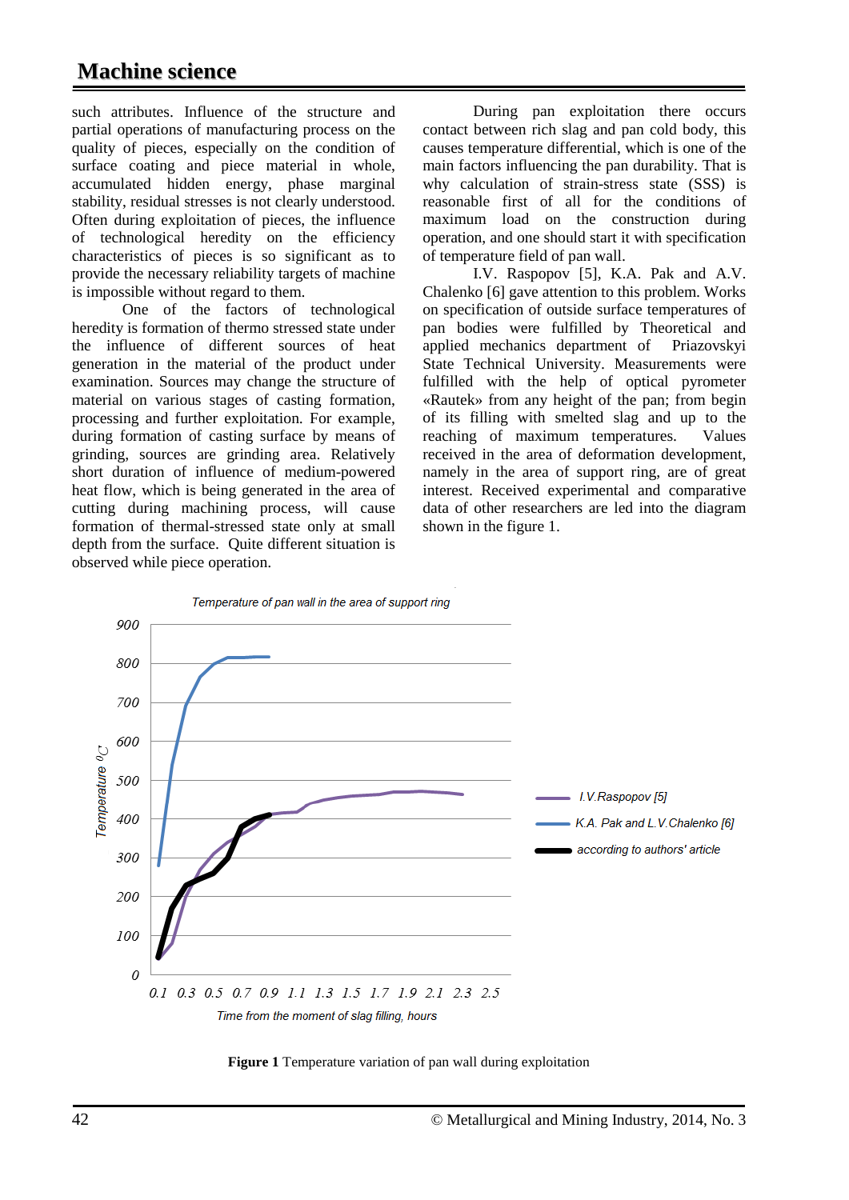such attributes. Influence of the structure and partial operations of manufacturing process on the quality of pieces, especially on the condition of surface coating and piece material in whole, accumulated hidden energy, phase marginal stability, residual stresses is not clearly understood. Often during exploitation of pieces, the influence of technological heredity on the efficiency characteristics of pieces is so significant as to provide the necessary reliability targets of machine is impossible without regard to them.

One of the factors of technological heredity is formation of thermo stressed state under the influence of different sources of heat generation in the material of the product under examination. Sources may change the structure of material on various stages of casting formation, processing and further exploitation. For example, during formation of casting surface by means of grinding, sources are grinding area. Relatively short duration of influence of medium-powered heat flow, which is being generated in the area of cutting during machining process, will cause formation of thermal-stressed state only at small depth from the surface. Quite different situation is observed while piece operation.

During pan exploitation there occurs contact between rich slag and pan cold body, this causes temperature differential, which is one of the main factors influencing the pan durability. That is why calculation of strain-stress state (SSS) is reasonable first of all for the conditions of maximum load on the construction during operation, and one should start it with specification of temperature field of pan wall.

I.V. Raspopov [5], K.A. Pak and A.V. Chalenko [6] gave attention to this problem. Works on specification of outside surface temperatures of pan bodies were fulfilled by Theoretical and applied mechanics department of Priazovskyi State Technical University. Measurements were fulfilled with the help of optical pyrometer «Rautek» from any height of the pan; from begin of its filling with smelted slag and up to the reaching of maximum temperatures. Values received in the area of deformation development, namely in the area of support ring, are of great interest. Received experimental and comparative data of other researchers are led into the diagram shown in the figure 1.

*Temperature of pan wall in the area of support ring*

**Figure 1** Temperature variation of pan wall during exploitation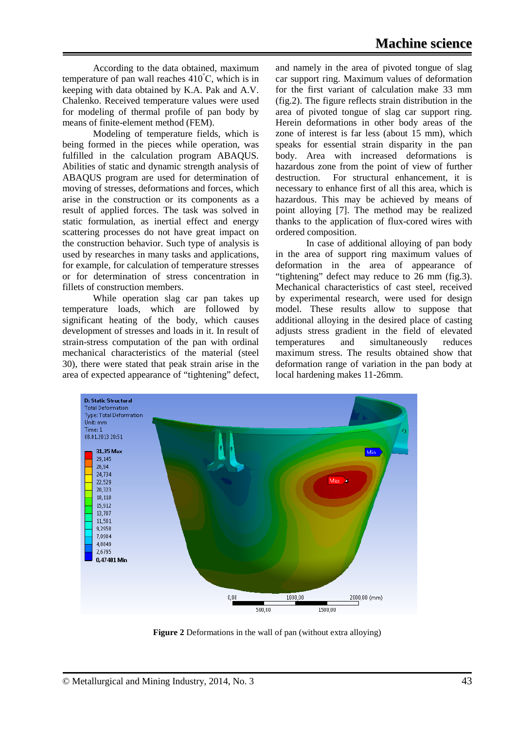According to the data obtained, maximum temperature of pan wall reaches 410°C, which is in keeping with data obtained by K.A. Pak and A.V. Chalenko. Received temperature values were used for modeling of thermal profile of pan body by means of finite-element method (FEM).

Modeling of temperature fields, which is being formed in the pieces while operation, was fulfilled in the calculation program ABAQUS. Abilities of static and dynamic strength analysis of ABAQUS program are used for determination of moving of stresses, deformations and forces, which arise in the construction or its components as a result of applied forces. The task was solved in static formulation, as inertial effect and energy scattering processes do not have great impact on the construction behavior. Such type of analysis is used by researches in many tasks and applications, for example, for calculation of temperature stresses or for determination of stress concentration in fillets of construction members.

While operation slag car pan takes up temperature loads, which are followed by significant heating of the body, which causes development of stresses and loads in it. In result of strain-stress computation of the pan with ordinal mechanical characteristics of the material (steel 30), there were stated that peak strain arise in the area of expected appearance of "tightening" defect, and namely in the area of pivoted tongue of slag car support ring. Maximum values of deformation for the first variant of calculation make 33 mm (fig.2). The figure reflects strain distribution in the area of pivoted tongue of slag car support ring. Herein deformations in other body areas of the zone of interest is far less (about 15 mm), which speaks for essential strain disparity in the pan body. Area with increased deformations is hazardous zone from the point of view of further destruction. For structural enhancement, it is necessary to enhance first of all this area, which is hazardous. This may be achieved by means of point alloying [7]. The method may be realized thanks to the application of flux-cored wires with ordered composition.

In case of additional alloying of pan body in the area of support ring maximum values of deformation in the area of appearance of "tightening" defect may reduce to 26 mm (fig.3). Mechanical characteristics of cast steel, received by experimental research, were used for design model. These results allow to suppose that additional alloying in the desired place of casting adjusts stress gradient in the field of elevated temperatures and simultaneously reduces maximum stress. The results obtained show that deformation range of variation in the pan body at local hardening makes 11-26mm.

**Figure 2** Deformations in the wall of pan (without extra alloying)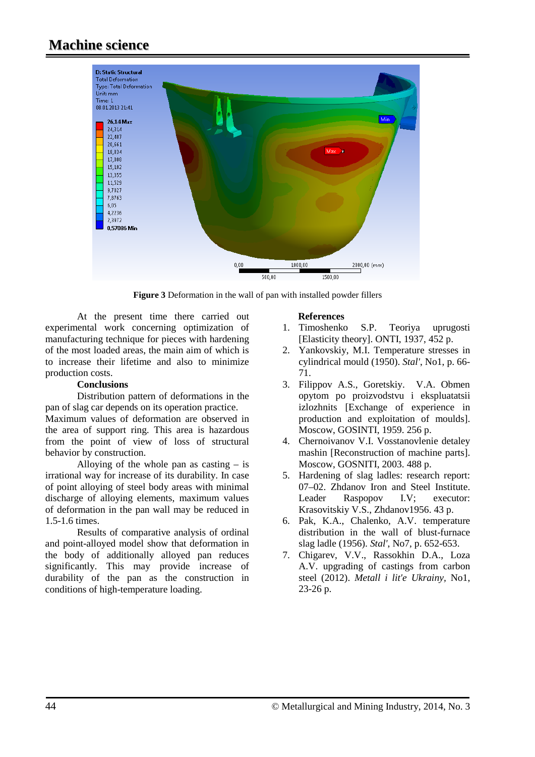D: Static Structural
Total Deformation
Type: Total Deformation
Unit: mm
Time: 1
08.01.2013 21:41

26,14 Max
24,314
22,487
20,661
18,834
17,008
15,182
13,355
11,529
9,7027
7,8763
6,05
4,2236
2,3972
0,57086 Min

Max
Min

0,00
1000,00
2000,00 (mm)
500,00
1500,00

**Figure 3** Deformation in the wall of pan with installed powder fillers

At the present time there carried out experimental work concerning optimization of manufacturing technique for pieces with hardening of the most loaded areas, the main aim of which is to increase their lifetime and also to minimize production costs.

**Conclusions**

Distribution pattern of deformations in the pan of slag car depends on its operation practice. Maximum values of deformation are observed in the area of support ring. This area is hazardous from the point of view of loss of structural behavior by construction.

Alloying of the whole pan as casting – is irrational way for increase of its durability. In case of point alloying of steel body areas with minimal discharge of alloying elements, maximum values of deformation in the pan wall may be reduced in 1.5-1.6 times.

Results of comparative analysis of ordinal and point-alloyed model show that deformation in the body of additionally alloyed pan reduces significantly. This may provide increase of durability of the pan as the construction in conditions of high-temperature loading.

**References**

1. Timoshenko S.P. Teoriya uprugosti [Elasticity theory]. ONTI, 1937, 452 p.
2. Yankovskiy, M.I. Temperature stresses in cylindrical mould (1950). *Stal'*, No1, p. 66-71.
3. Filippov A.S., Goretskiy. V.A. Obmen opytom po proizvodstvu i ekspluatatsii izlozhnits [Exchange of experience in production and exploitation of moulds]. Moscow, GOSINTI, 1959. 256 p.
4. Chernoivanov V.I. Vosstanovlenie detaley mashin [Reconstruction of machine parts]. Moscow, GOSNITI, 2003. 488 p.
5. Hardening of slag ladles: research report: 07–02. Zhdanov Iron and Steel Institute. Leader Raspopov I.V; executor: Krasovitskiy V.S., Zhdanov1956. 43 p.
6. Pak, K.A., Chalenko, A.V. temperature distribution in the wall of blust-furnace slag ladle (1956). *Stal'*, No7, p. 652-653.
7. Chigarev, V.V., Rassokhin D.A., Loza A.V. upgrading of castings from carbon steel (2012). *Metall i lit'e Ukrainy*, No1, 23-26 p.